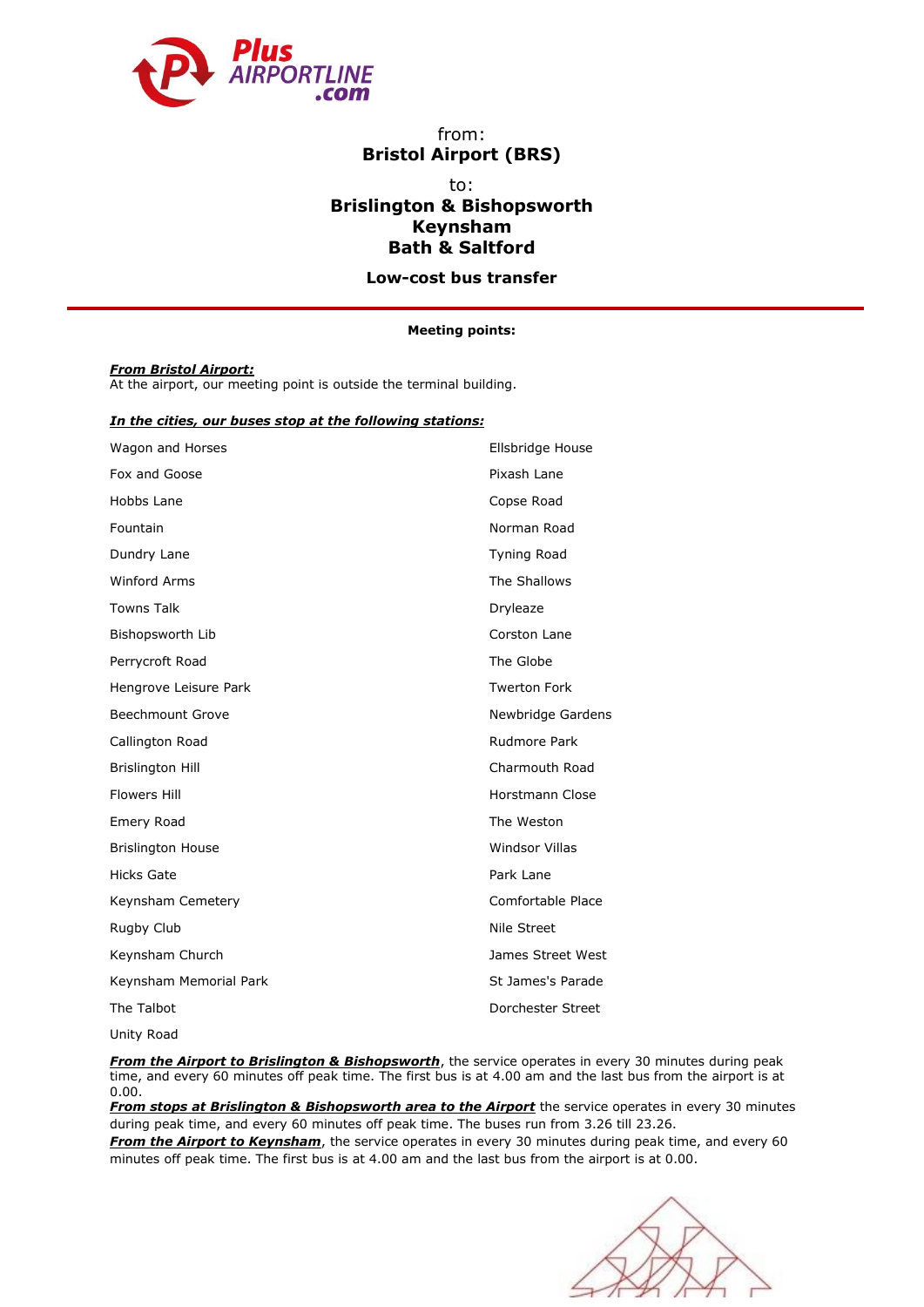Plus AIRPORTLINE .com

from:
**Bristol Airport (BRS)**

to:
**Brislington & Bishopsworth**
**Keynsham**
**Bath & Saltford**

**Low-cost bus transfer**

---

**Meeting points:**

***From Bristol Airport:***
At the airport, our meeting point is outside the terminal building.

***In the cities, our buses stop at the following stations:***

- Wagon and Horses
- Fox and Goose
- Hobbs Lane
- Fountain
- Dundry Lane
- Winford Arms
- Towns Talk
- Bishopsworth Lib
- Perrycroft Road
- Hengrove Leisure Park
- Beechmount Grove
- Callington Road
- Brislington Hill
- Flowers Hill
- Emery Road
- Brislington House
- Hicks Gate
- Keynsham Cemetery
- Rugby Club
- Keynsham Church
- Keynsham Memorial Park
- The Talbot
- Unity Road
- Ellsbridge House
- Pixash Lane
- Copse Road
- Norman Road
- Tyning Road
- The Shallows
- Dryleaze
- Corston Lane
- The Globe
- Twerton Fork
- Newbridge Gardens
- Rudmore Park
- Charmouth Road
- Horstmann Close
- The Weston
- Windsor Villas
- Park Lane
- Comfortable Place
- Nile Street
- James Street West
- St James's Parade
- Dorchester Street

***From the Airport to Brislington & Bishopsworth***, the service operates in every 30 minutes during peak time, and every 60 minutes off peak time. The first bus is at 4.00 am and the last bus from the airport is at 0.00.
***From stops at Brislington & Bishopsworth area to the Airport*** the service operates in every 30 minutes during peak time, and every 60 minutes off peak time. The buses run from 3.26 till 23.26.
***From the Airport to Keynsham***, the service operates in every 30 minutes during peak time, and every 60 minutes off peak time. The first bus is at 4.00 am and the last bus from the airport is at 0.00.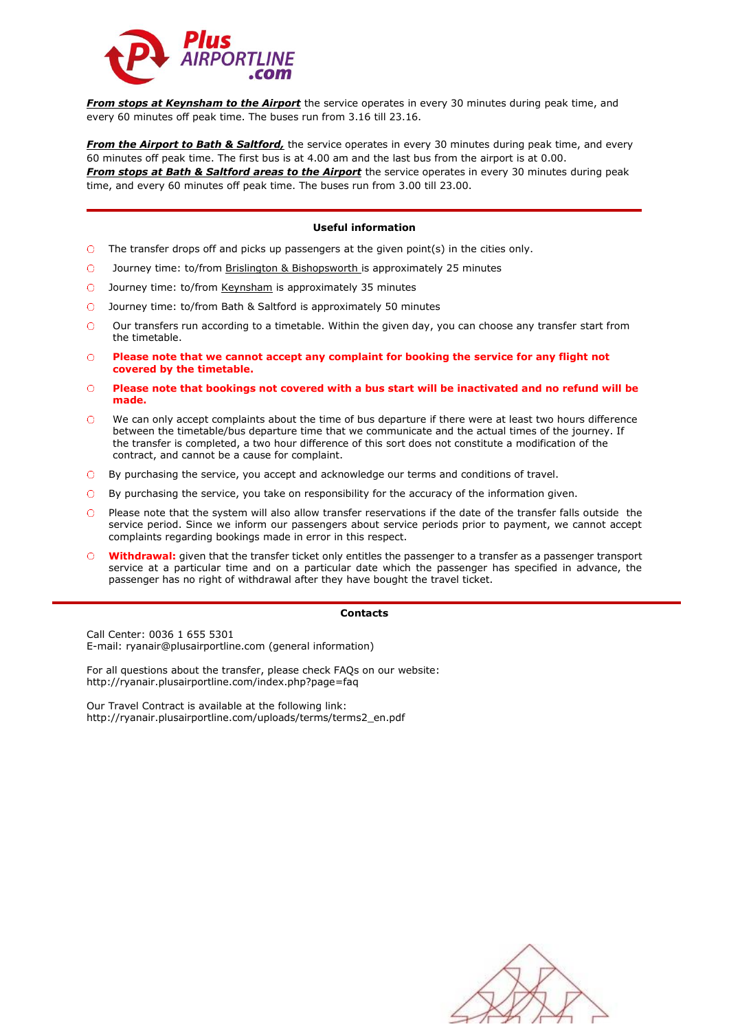***From stops at Keynsham to the Airport*** the service operates in every 30 minutes during peak time, and every 60 minutes off peak time. The buses run from 3.16 till 23.16.

***From the Airport to Bath & Saltford,*** the service operates in every 30 minutes during peak time, and every 60 minutes off peak time. The first bus is at 4.00 am and the last bus from the airport is at 0.00.
***From stops at Bath & Saltford areas to the Airport*** the service operates in every 30 minutes during peak time, and every 60 minutes off peak time. The buses run from 3.00 till 23.00.

### Useful information

- The transfer drops off and picks up passengers at the given point(s) in the cities only.
- Journey time: to/from Brislington & Bishopsworth is approximately 25 minutes
- Journey time: to/from Keynsham is approximately 35 minutes
- Journey time: to/from Bath & Saltford is approximately 50 minutes
- Our transfers run according to a timetable. Within the given day, you can choose any transfer start from the timetable.
- **Please note that we cannot accept any complaint for booking the service for any flight not covered by the timetable.**
- **Please note that bookings not covered with a bus start will be inactivated and no refund will be made.**
- We can only accept complaints about the time of bus departure if there were at least two hours difference between the timetable/bus departure time that we communicate and the actual times of the journey. If the transfer is completed, a two hour difference of this sort does not constitute a modification of the contract, and cannot be a cause for complaint.
- By purchasing the service, you accept and acknowledge our terms and conditions of travel.
- By purchasing the service, you take on responsibility for the accuracy of the information given.
- Please note that the system will also allow transfer reservations if the date of the transfer falls outside the service period. Since we inform our passengers about service periods prior to payment, we cannot accept complaints regarding bookings made in error in this respect.
- **Withdrawal:** given that the transfer ticket only entitles the passenger to a transfer as a passenger transport service at a particular time and on a particular date which the passenger has specified in advance, the passenger has no right of withdrawal after they have bought the travel ticket.

### Contacts

Call Center: 0036 1 655 5301
E-mail: ryanair@plusairportline.com (general information)

For all questions about the transfer, please check FAQs on our website:
http://ryanair.plusairportline.com/index.php?page=faq

Our Travel Contract is available at the following link:
http://ryanair.plusairportline.com/uploads/terms/terms2_en.pdf